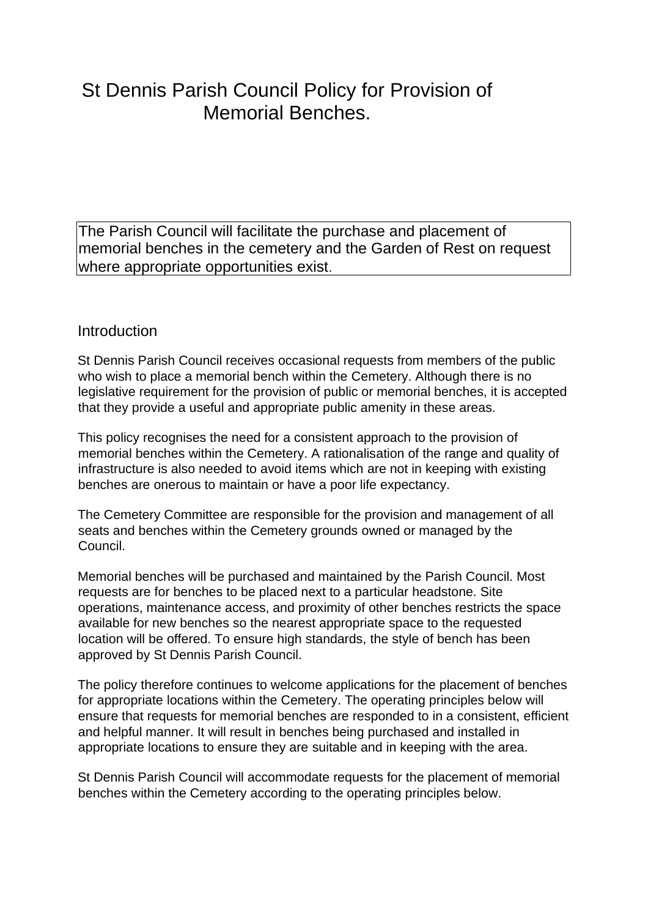# St Dennis Parish Council Policy for Provision of Memorial Benches.

| The Parish Council will facilitate the purchase and placement of memorial benches in the cemetery and the Garden of Rest on request where appropriate opportunities exist. |
| --- |

## Introduction

St Dennis Parish Council receives occasional requests from members of the public who wish to place a memorial bench within the Cemetery. Although there is no legislative requirement for the provision of public or memorial benches, it is accepted that they provide a useful and appropriate public amenity in these areas.

This policy recognises the need for a consistent approach to the provision of memorial benches within the Cemetery. A rationalisation of the range and quality of infrastructure is also needed to avoid items which are not in keeping with existing benches are onerous to maintain or have a poor life expectancy.

The Cemetery Committee are responsible for the provision and management of all seats and benches within the Cemetery grounds owned or managed by the Council.

Memorial benches will be purchased and maintained by the Parish Council. Most requests are for benches to be placed next to a particular headstone. Site operations, maintenance access, and proximity of other benches restricts the space available for new benches so the nearest appropriate space to the requested location will be offered. To ensure high standards, the style of bench has been approved by St Dennis Parish Council.

The policy therefore continues to welcome applications for the placement of benches for appropriate locations within the Cemetery. The operating principles below will ensure that requests for memorial benches are responded to in a consistent, efficient and helpful manner. It will result in benches being purchased and installed in appropriate locations to ensure they are suitable and in keeping with the area.

St Dennis Parish Council will accommodate requests for the placement of memorial benches within the Cemetery according to the operating principles below.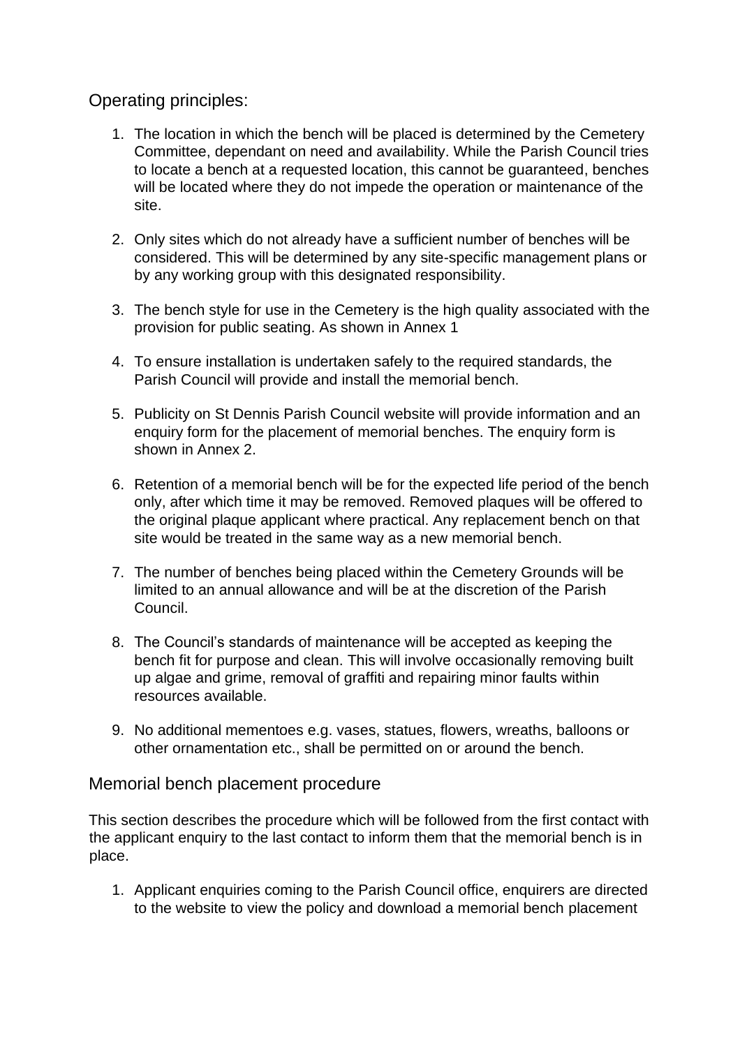## Operating principles:

1. The location in which the bench will be placed is determined by the Cemetery Committee, dependant on need and availability. While the Parish Council tries to locate a bench at a requested location, this cannot be guaranteed, benches will be located where they do not impede the operation or maintenance of the site.

2. Only sites which do not already have a sufficient number of benches will be considered. This will be determined by any site-specific management plans or by any working group with this designated responsibility.

3. The bench style for use in the Cemetery is the high quality associated with the provision for public seating. As shown in Annex 1

4. To ensure installation is undertaken safely to the required standards, the Parish Council will provide and install the memorial bench.

5. Publicity on St Dennis Parish Council website will provide information and an enquiry form for the placement of memorial benches. The enquiry form is shown in Annex 2.

6. Retention of a memorial bench will be for the expected life period of the bench only, after which time it may be removed. Removed plaques will be offered to the original plaque applicant where practical. Any replacement bench on that site would be treated in the same way as a new memorial bench.

7. The number of benches being placed within the Cemetery Grounds will be limited to an annual allowance and will be at the discretion of the Parish Council.

8. The Council's standards of maintenance will be accepted as keeping the bench fit for purpose and clean. This will involve occasionally removing built up algae and grime, removal of graffiti and repairing minor faults within resources available.

9. No additional mementoes e.g. vases, statues, flowers, wreaths, balloons or other ornamentation etc., shall be permitted on or around the bench.

## Memorial bench placement procedure

This section describes the procedure which will be followed from the first contact with the applicant enquiry to the last contact to inform them that the memorial bench is in place.

1. Applicant enquiries coming to the Parish Council office, enquirers are directed to the website to view the policy and download a memorial bench placement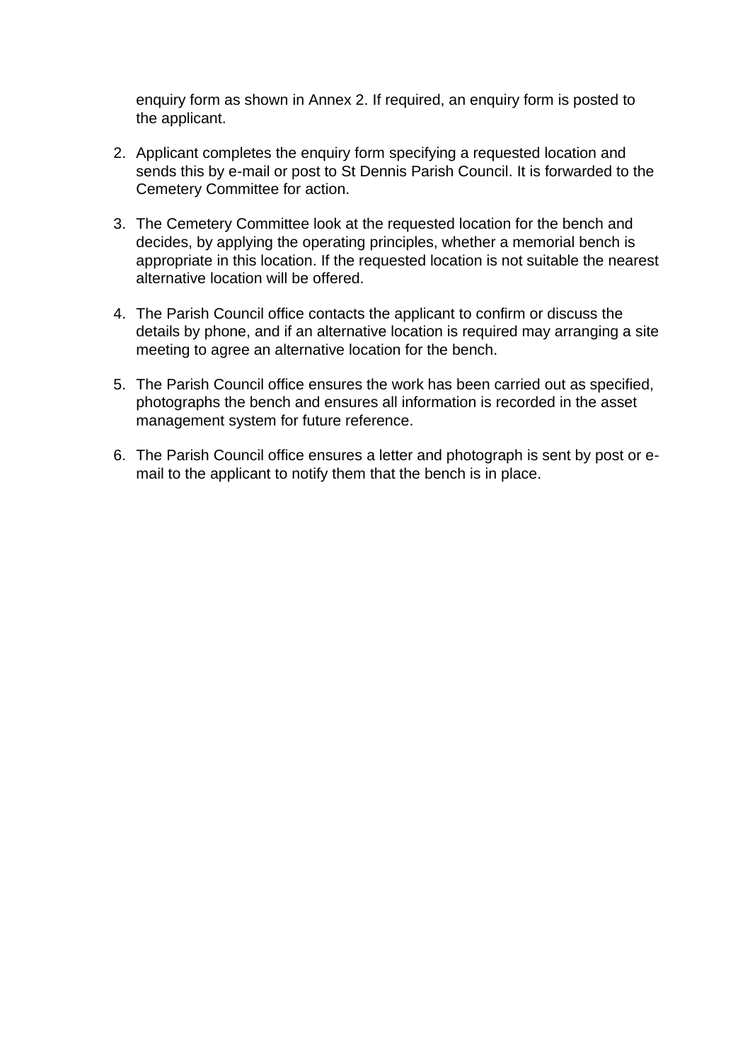enquiry form as shown in Annex 2. If required, an enquiry form is posted to the applicant.

2. Applicant completes the enquiry form specifying a requested location and sends this by e-mail or post to St Dennis Parish Council. It is forwarded to the Cemetery Committee for action.

3. The Cemetery Committee look at the requested location for the bench and decides, by applying the operating principles, whether a memorial bench is appropriate in this location. If the requested location is not suitable the nearest alternative location will be offered.

4. The Parish Council office contacts the applicant to confirm or discuss the details by phone, and if an alternative location is required may arranging a site meeting to agree an alternative location for the bench.

5. The Parish Council office ensures the work has been carried out as specified, photographs the bench and ensures all information is recorded in the asset management system for future reference.

6. The Parish Council office ensures a letter and photograph is sent by post or e-mail to the applicant to notify them that the bench is in place.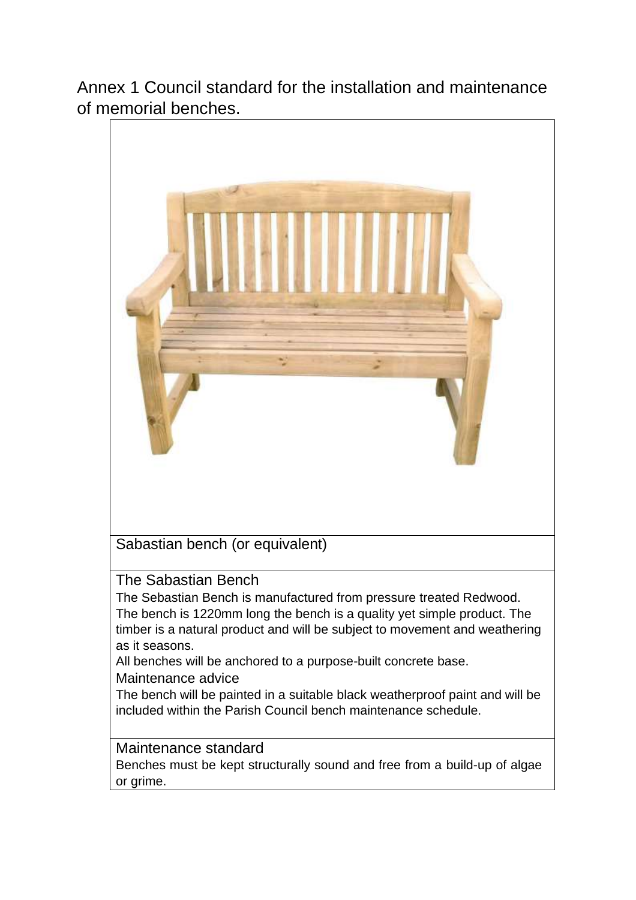# Annex 1 Council standard for the installation and maintenance of memorial benches.

Sabastian bench (or equivalent)

## The Sabastian Bench

The Sebastian Bench is manufactured from pressure treated Redwood. The bench is 1220mm long the bench is a quality yet simple product. The timber is a natural product and will be subject to movement and weathering as it seasons.

All benches will be anchored to a purpose-built concrete base.

### Maintenance advice

The bench will be painted in a suitable black weatherproof paint and will be included within the Parish Council bench maintenance schedule.

## Maintenance standard

Benches must be kept structurally sound and free from a build-up of algae or grime.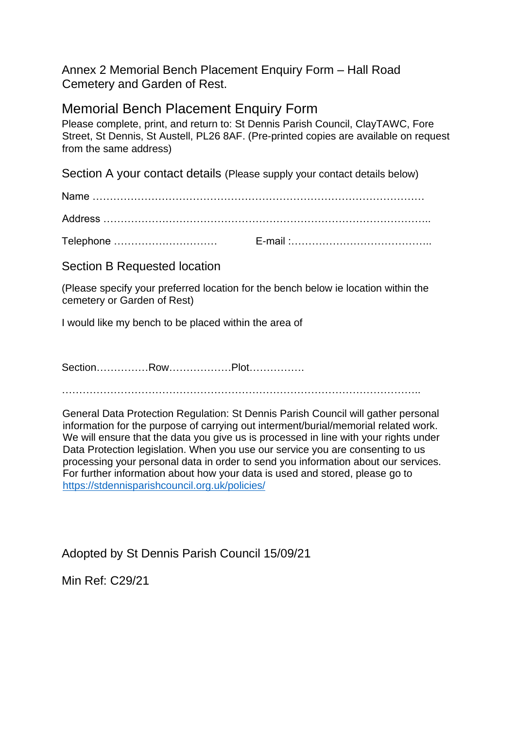Annex 2 Memorial Bench Placement Enquiry Form – Hall Road Cemetery and Garden of Rest.

## Memorial Bench Placement Enquiry Form

Please complete, print, and return to: St Dennis Parish Council, ClayTAWC, Fore Street, St Dennis, St Austell, PL26 8AF. (Pre-printed copies are available on request from the same address)

### Section A your contact details (Please supply your contact details below)

Name ……………………………………………………………………………………

Address ………………………………………………………………………………..

Telephone …………………………  E-mail :…………………………………..

### Section B Requested location

(Please specify your preferred location for the bench below ie location within the cemetery or Garden of Rest)

I would like my bench to be placed within the area of

Section……………Row………………Plot…………….

…………………………………………………………………………………………..

General Data Protection Regulation: St Dennis Parish Council will gather personal information for the purpose of carrying out interment/burial/memorial related work. We will ensure that the data you give us is processed in line with your rights under Data Protection legislation. When you use our service you are consenting to us processing your personal data in order to send you information about our services. For further information about how your data is used and stored, please go to https://stdennisparishcouncil.org.uk/policies/

Adopted by St Dennis Parish Council 15/09/21

Min Ref: C29/21